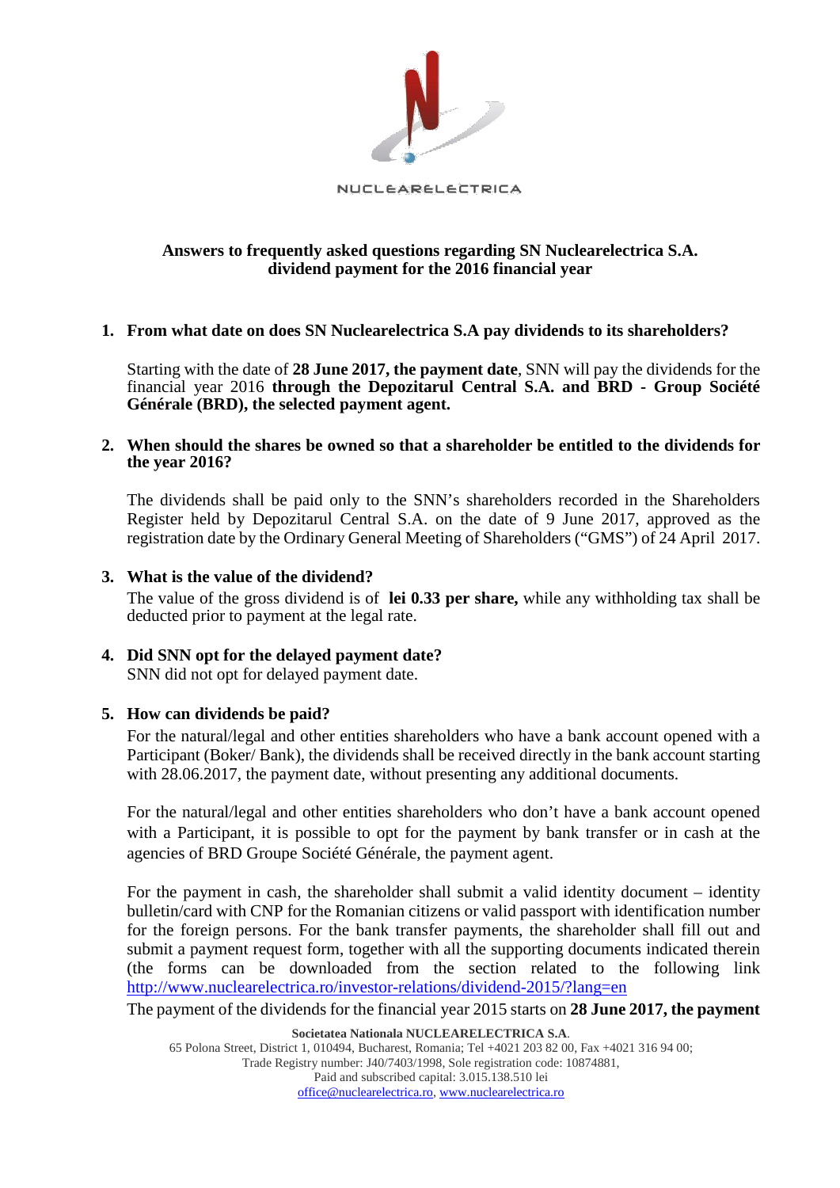NUCLEARELECTRICA

**Answers to frequently asked questions regarding SN Nuclearelectrica S.A. dividend payment for the 2016 financial year**

1. **From what date on does SN Nuclearelectrica S.A pay dividends to its shareholders?**

   Starting with the date of **28 June 2017, the payment date**, SNN will pay the dividends for the financial year 2016 **through the Depozitarul Central S.A. and BRD - Group Société Générale (BRD), the selected payment agent.**

2. **When should the shares be owned so that a shareholder be entitled to the dividends for the year 2016?**

   The dividends shall be paid only to the SNN's shareholders recorded in the Shareholders Register held by Depozitarul Central S.A. on the date of 9 June 2017, approved as the registration date by the Ordinary General Meeting of Shareholders ("GMS") of 24 April 2017.

3. **What is the value of the dividend?**

   The value of the gross dividend is of **lei 0.33 per share,** while any withholding tax shall be deducted prior to payment at the legal rate.

4. **Did SNN opt for the delayed payment date?**

   SNN did not opt for delayed payment date.

5. **How can dividends be paid?**

   For the natural/legal and other entities shareholders who have a bank account opened with a Participant (Boker/ Bank), the dividends shall be received directly in the bank account starting with 28.06.2017, the payment date, without presenting any additional documents.

   For the natural/legal and other entities shareholders who don't have a bank account opened with a Participant, it is possible to opt for the payment by bank transfer or in cash at the agencies of BRD Groupe Société Générale, the payment agent.

   For the payment in cash, the shareholder shall submit a valid identity document – identity bulletin/card with CNP for the Romanian citizens or valid passport with identification number for the foreign persons. For the bank transfer payments, the shareholder shall fill out and submit a payment request form, together with all the supporting documents indicated therein (the forms can be downloaded from the section related to the following link http://www.nuclearelectrica.ro/investor-relations/dividend-2015/?lang=en

   The payment of the dividends for the financial year 2015 starts on **28 June 2017, the payment**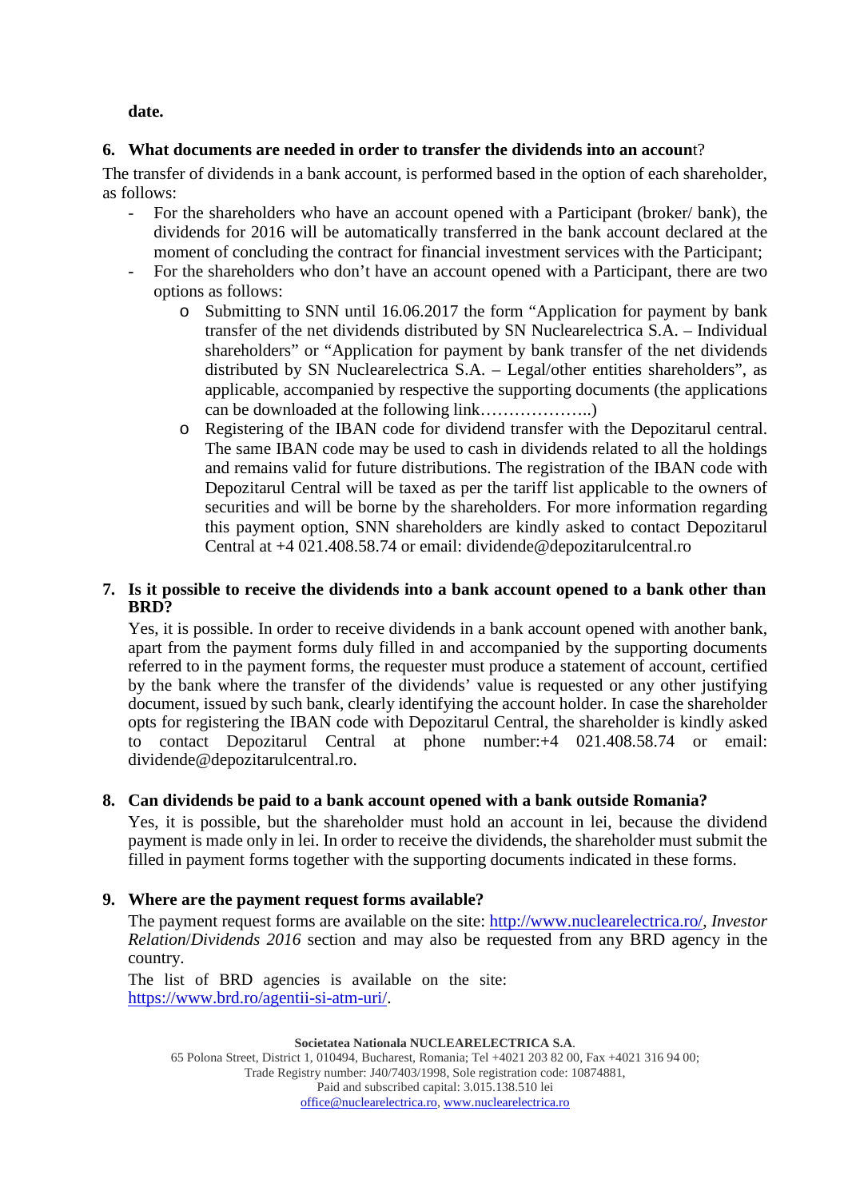**date.**

**6. What documents are needed in order to transfer the dividends into an account?**

The transfer of dividends in a bank account, is performed based in the option of each shareholder, as follows:

- For the shareholders who have an account opened with a Participant (broker/ bank), the dividends for 2016 will be automatically transferred in the bank account declared at the moment of concluding the contract for financial investment services with the Participant;
- For the shareholders who don't have an account opened with a Participant, there are two options as follows:
  - Submitting to SNN until 16.06.2017 the form "Application for payment by bank transfer of the net dividends distributed by SN Nuclearelectrica S.A. – Individual shareholders" or "Application for payment by bank transfer of the net dividends distributed by SN Nuclearelectrica S.A. – Legal/other entities shareholders", as applicable, accompanied by respective the supporting documents (the applications can be downloaded at the following link………………..)
  - Registering of the IBAN code for dividend transfer with the Depozitarul central. The same IBAN code may be used to cash in dividends related to all the holdings and remains valid for future distributions. The registration of the IBAN code with Depozitarul Central will be taxed as per the tariff list applicable to the owners of securities and will be borne by the shareholders. For more information regarding this payment option, SNN shareholders are kindly asked to contact Depozitarul Central at +4 021.408.58.74 or email: dividende@depozitarulcentral.ro

**7. Is it possible to receive the dividends into a bank account opened to a bank other than BRD?**

Yes, it is possible. In order to receive dividends in a bank account opened with another bank, apart from the payment forms duly filled in and accompanied by the supporting documents referred to in the payment forms, the requester must produce a statement of account, certified by the bank where the transfer of the dividends' value is requested or any other justifying document, issued by such bank, clearly identifying the account holder. In case the shareholder opts for registering the IBAN code with Depozitarul Central, the shareholder is kindly asked to contact Depozitarul Central at phone number:+4 021.408.58.74 or email: dividende@depozitarulcentral.ro.

**8. Can dividends be paid to a bank account opened with a bank outside Romania?**

Yes, it is possible, but the shareholder must hold an account in lei, because the dividend payment is made only in lei. In order to receive the dividends, the shareholder must submit the filled in payment forms together with the supporting documents indicated in these forms.

**9. Where are the payment request forms available?**

The payment request forms are available on the site: [http://www.nuclearelectrica.ro/](http://www.nuclearelectrica.ro/), *Investor Relation*/*Dividends 2016* section and may also be requested from any BRD agency in the country.

The list of BRD agencies is available on the site: [https://www.brd.ro/agentii-si-atm-uri/](https://www.brd.ro/agentii-si-atm-uri/).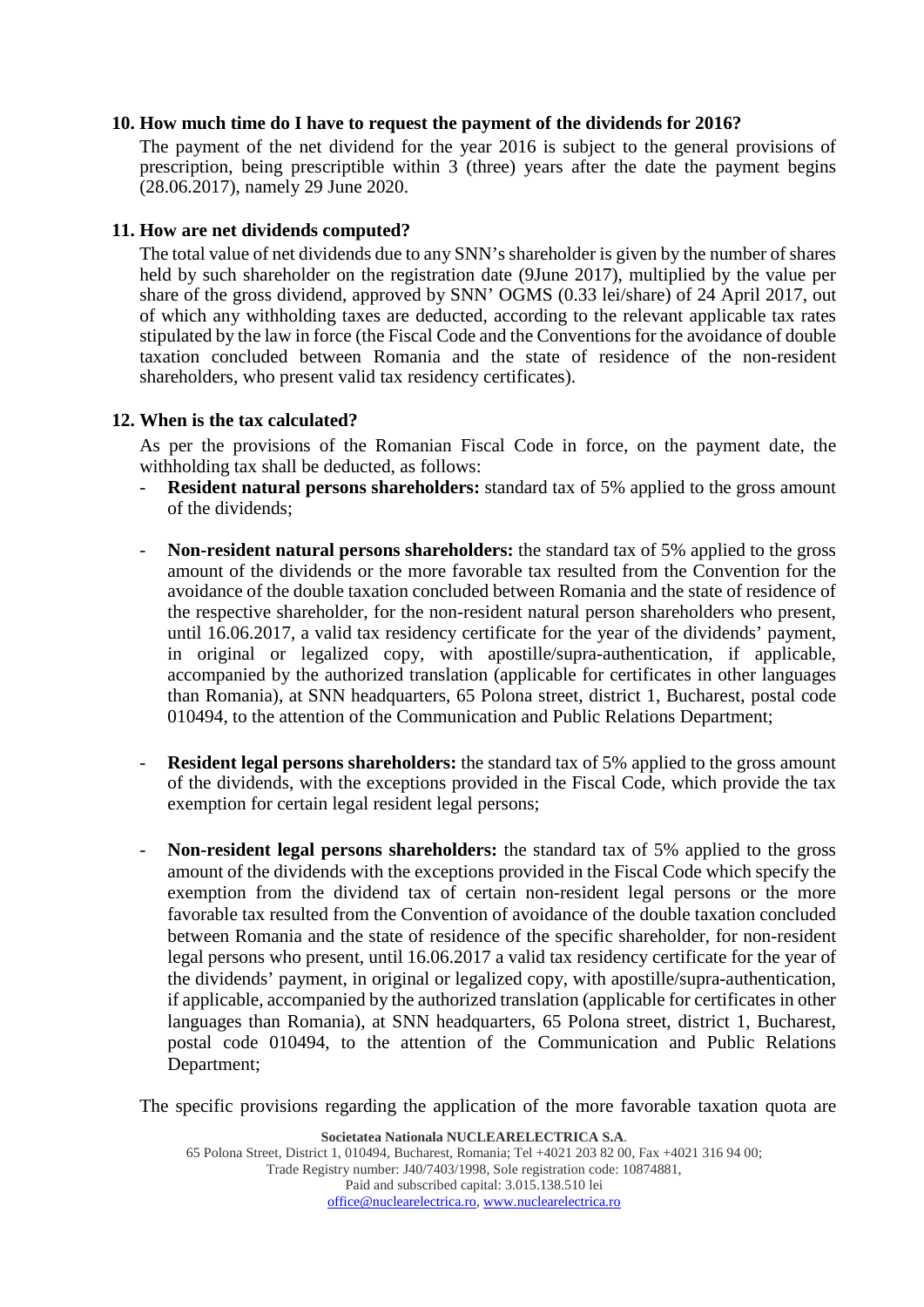### 10. How much time do I have to request the payment of the dividends for 2016?

The payment of the net dividend for the year 2016 is subject to the general provisions of prescription, being prescriptible within 3 (three) years after the date the payment begins (28.06.2017), namely 29 June 2020.

### 11. How are net dividends computed?

The total value of net dividends due to any SNN's shareholder is given by the number of shares held by such shareholder on the registration date (9June 2017), multiplied by the value per share of the gross dividend, approved by SNN' OGMS (0.33 lei/share) of 24 April 2017, out of which any withholding taxes are deducted, according to the relevant applicable tax rates stipulated by the law in force (the Fiscal Code and the Conventions for the avoidance of double taxation concluded between Romania and the state of residence of the non-resident shareholders, who present valid tax residency certificates).

### 12. When is the tax calculated?

As per the provisions of the Romanian Fiscal Code in force, on the payment date, the withholding tax shall be deducted, as follows:

- **Resident natural persons shareholders:** standard tax of 5% applied to the gross amount of the dividends;

- **Non-resident natural persons shareholders:** the standard tax of 5% applied to the gross amount of the dividends or the more favorable tax resulted from the Convention for the avoidance of the double taxation concluded between Romania and the state of residence of the respective shareholder, for the non-resident natural person shareholders who present, until 16.06.2017, a valid tax residency certificate for the year of the dividends' payment, in original or legalized copy, with apostille/supra-authentication, if applicable, accompanied by the authorized translation (applicable for certificates in other languages than Romania), at SNN headquarters, 65 Polona street, district 1, Bucharest, postal code 010494, to the attention of the Communication and Public Relations Department;

- **Resident legal persons shareholders:** the standard tax of 5% applied to the gross amount of the dividends, with the exceptions provided in the Fiscal Code, which provide the tax exemption for certain legal resident legal persons;

- **Non-resident legal persons shareholders:** the standard tax of 5% applied to the gross amount of the dividends with the exceptions provided in the Fiscal Code which specify the exemption from the dividend tax of certain non-resident legal persons or the more favorable tax resulted from the Convention of avoidance of the double taxation concluded between Romania and the state of residence of the specific shareholder, for non-resident legal persons who present, until 16.06.2017 a valid tax residency certificate for the year of the dividends' payment, in original or legalized copy, with apostille/supra-authentication, if applicable, accompanied by the authorized translation (applicable for certificates in other languages than Romania), at SNN headquarters, 65 Polona street, district 1, Bucharest, postal code 010494, to the attention of the Communication and Public Relations Department;

The specific provisions regarding the application of the more favorable taxation quota are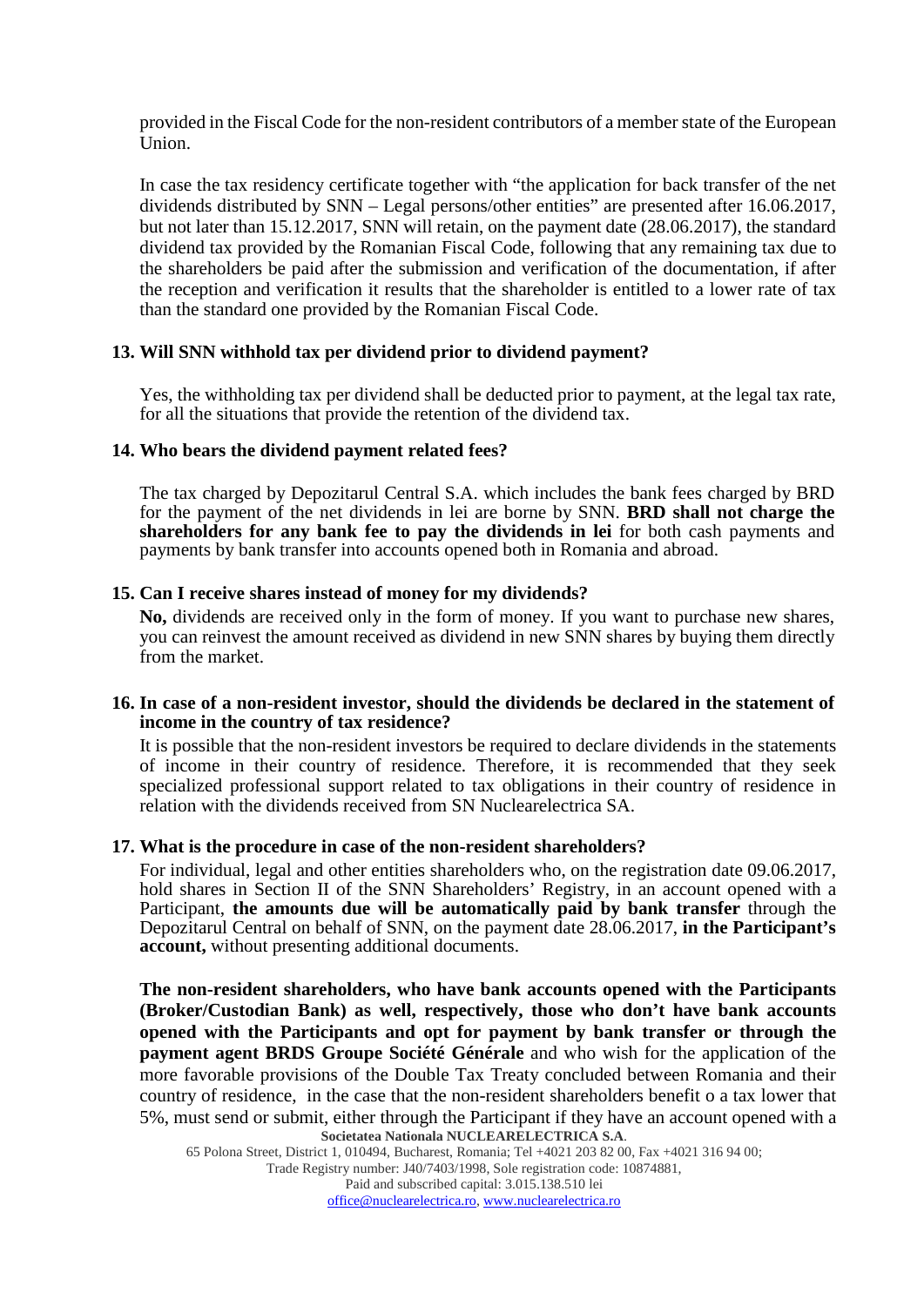provided in the Fiscal Code for the non-resident contributors of a member state of the European Union.

In case the tax residency certificate together with "the application for back transfer of the net dividends distributed by SNN – Legal persons/other entities" are presented after 16.06.2017, but not later than 15.12.2017, SNN will retain, on the payment date (28.06.2017), the standard dividend tax provided by the Romanian Fiscal Code, following that any remaining tax due to the shareholders be paid after the submission and verification of the documentation, if after the reception and verification it results that the shareholder is entitled to a lower rate of tax than the standard one provided by the Romanian Fiscal Code.

**13. Will SNN withhold tax per dividend prior to dividend payment?**

Yes, the withholding tax per dividend shall be deducted prior to payment, at the legal tax rate, for all the situations that provide the retention of the dividend tax.

**14. Who bears the dividend payment related fees?**

The tax charged by Depozitarul Central S.A. which includes the bank fees charged by BRD for the payment of the net dividends in lei are borne by SNN. **BRD shall not charge the shareholders for any bank fee to pay the dividends in lei** for both cash payments and payments by bank transfer into accounts opened both in Romania and abroad.

**15. Can I receive shares instead of money for my dividends?**

**No,** dividends are received only in the form of money. If you want to purchase new shares, you can reinvest the amount received as dividend in new SNN shares by buying them directly from the market.

**16. In case of a non-resident investor, should the dividends be declared in the statement of income in the country of tax residence?**

It is possible that the non-resident investors be required to declare dividends in the statements of income in their country of residence. Therefore, it is recommended that they seek specialized professional support related to tax obligations in their country of residence in relation with the dividends received from SN Nuclearelectrica SA.

**17. What is the procedure in case of the non-resident shareholders?**

For individual, legal and other entities shareholders who, on the registration date 09.06.2017, hold shares in Section II of the SNN Shareholders' Registry, in an account opened with a Participant, **the amounts due will be automatically paid by bank transfer** through the Depozitarul Central on behalf of SNN, on the payment date 28.06.2017, **in the Participant's account,** without presenting additional documents.

**The non-resident shareholders, who have bank accounts opened with the Participants (Broker/Custodian Bank) as well, respectively, those who don't have bank accounts opened with the Participants and opt for payment by bank transfer or through the payment agent BRDS Groupe Société Générale** and who wish for the application of the more favorable provisions of the Double Tax Treaty concluded between Romania and their country of residence, in the case that the non-resident shareholders benefit o a tax lower that 5%, must send or submit, either through the Participant if they have an account opened with a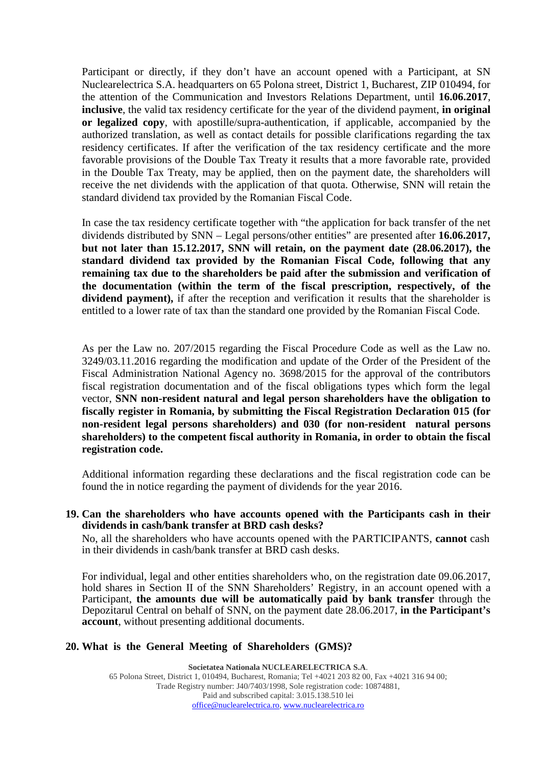Participant or directly, if they don't have an account opened with a Participant, at SN Nuclearelectrica S.A. headquarters on 65 Polona street, District 1, Bucharest, ZIP 010494, for the attention of the Communication and Investors Relations Department, until **16.06.2017**, **inclusive**, the valid tax residency certificate for the year of the dividend payment, **in original or legalized copy**, with apostille/supra-authentication, if applicable, accompanied by the authorized translation, as well as contact details for possible clarifications regarding the tax residency certificates. If after the verification of the tax residency certificate and the more favorable provisions of the Double Tax Treaty it results that a more favorable rate, provided in the Double Tax Treaty, may be applied, then on the payment date, the shareholders will receive the net dividends with the application of that quota. Otherwise, SNN will retain the standard dividend tax provided by the Romanian Fiscal Code.

In case the tax residency certificate together with "the application for back transfer of the net dividends distributed by SNN – Legal persons/other entities" are presented after **16.06.2017, but not later than 15.12.2017, SNN will retain, on the payment date (28.06.2017), the standard dividend tax provided by the Romanian Fiscal Code, following that any remaining tax due to the shareholders be paid after the submission and verification of the documentation (within the term of the fiscal prescription, respectively, of the dividend payment),** if after the reception and verification it results that the shareholder is entitled to a lower rate of tax than the standard one provided by the Romanian Fiscal Code.

As per the Law no. 207/2015 regarding the Fiscal Procedure Code as well as the Law no. 3249/03.11.2016 regarding the modification and update of the Order of the President of the Fiscal Administration National Agency no. 3698/2015 for the approval of the contributors fiscal registration documentation and of the fiscal obligations types which form the legal vector, **SNN non-resident natural and legal person shareholders have the obligation to fiscally register in Romania, by submitting the Fiscal Registration Declaration 015 (for non-resident legal persons shareholders) and 030 (for non-resident natural persons shareholders) to the competent fiscal authority in Romania, in order to obtain the fiscal registration code.**

Additional information regarding these declarations and the fiscal registration code can be found the in notice regarding the payment of dividends for the year 2016.

**19. Can the shareholders who have accounts opened with the Participants cash in their dividends in cash/bank transfer at BRD cash desks?**

No, all the shareholders who have accounts opened with the PARTICIPANTS, **cannot** cash in their dividends in cash/bank transfer at BRD cash desks.

For individual, legal and other entities shareholders who, on the registration date 09.06.2017, hold shares in Section II of the SNN Shareholders' Registry, in an account opened with a Participant, **the amounts due will be automatically paid by bank transfer** through the Depozitarul Central on behalf of SNN, on the payment date 28.06.2017, **in the Participant's account**, without presenting additional documents.

**20. What is the General Meeting of Shareholders (GMS)?**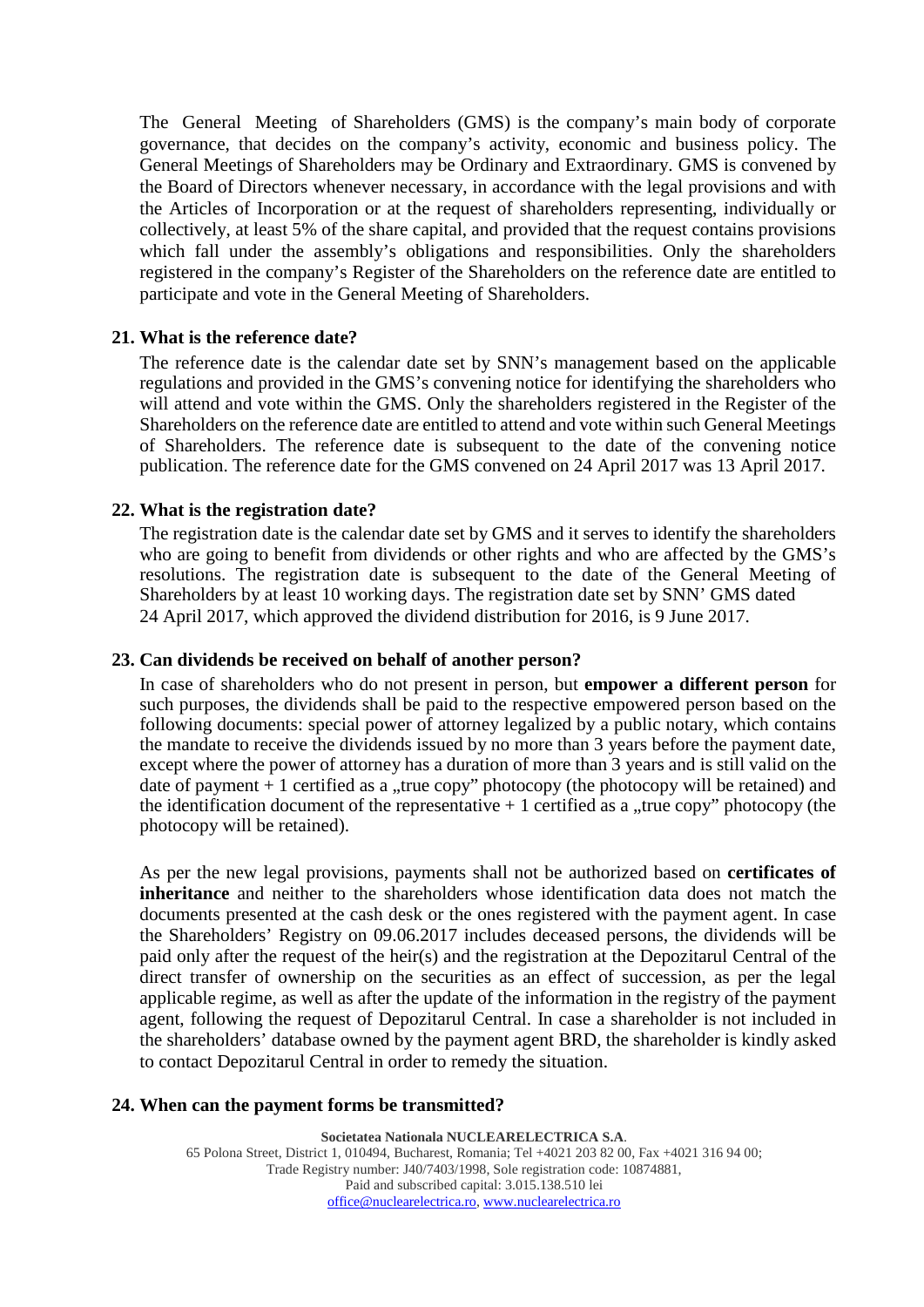The General Meeting of Shareholders (GMS) is the company's main body of corporate governance, that decides on the company's activity, economic and business policy. The General Meetings of Shareholders may be Ordinary and Extraordinary. GMS is convened by the Board of Directors whenever necessary, in accordance with the legal provisions and with the Articles of Incorporation or at the request of shareholders representing, individually or collectively, at least 5% of the share capital, and provided that the request contains provisions which fall under the assembly's obligations and responsibilities. Only the shareholders registered in the company's Register of the Shareholders on the reference date are entitled to participate and vote in the General Meeting of Shareholders.

**21. What is the reference date?**

The reference date is the calendar date set by SNN's management based on the applicable regulations and provided in the GMS's convening notice for identifying the shareholders who will attend and vote within the GMS. Only the shareholders registered in the Register of the Shareholders on the reference date are entitled to attend and vote within such General Meetings of Shareholders. The reference date is subsequent to the date of the convening notice publication. The reference date for the GMS convened on 24 April 2017 was 13 April 2017.

**22. What is the registration date?**

The registration date is the calendar date set by GMS and it serves to identify the shareholders who are going to benefit from dividends or other rights and who are affected by the GMS's resolutions. The registration date is subsequent to the date of the General Meeting of Shareholders by at least 10 working days. The registration date set by SNN' GMS dated 24 April 2017, which approved the dividend distribution for 2016, is 9 June 2017.

**23. Can dividends be received on behalf of another person?**

In case of shareholders who do not present in person, but **empower a different person** for such purposes, the dividends shall be paid to the respective empowered person based on the following documents: special power of attorney legalized by a public notary, which contains the mandate to receive the dividends issued by no more than 3 years before the payment date, except where the power of attorney has a duration of more than 3 years and is still valid on the date of payment + 1 certified as a „true copy" photocopy (the photocopy will be retained) and the identification document of the representative + 1 certified as a „true copy" photocopy (the photocopy will be retained).

As per the new legal provisions, payments shall not be authorized based on **certificates of inheritance** and neither to the shareholders whose identification data does not match the documents presented at the cash desk or the ones registered with the payment agent. In case the Shareholders' Registry on 09.06.2017 includes deceased persons, the dividends will be paid only after the request of the heir(s) and the registration at the Depozitarul Central of the direct transfer of ownership on the securities as an effect of succession, as per the legal applicable regime, as well as after the update of the information in the registry of the payment agent, following the request of Depozitarul Central. In case a shareholder is not included in the shareholders' database owned by the payment agent BRD, the shareholder is kindly asked to contact Depozitarul Central in order to remedy the situation.

**24. When can the payment forms be transmitted?**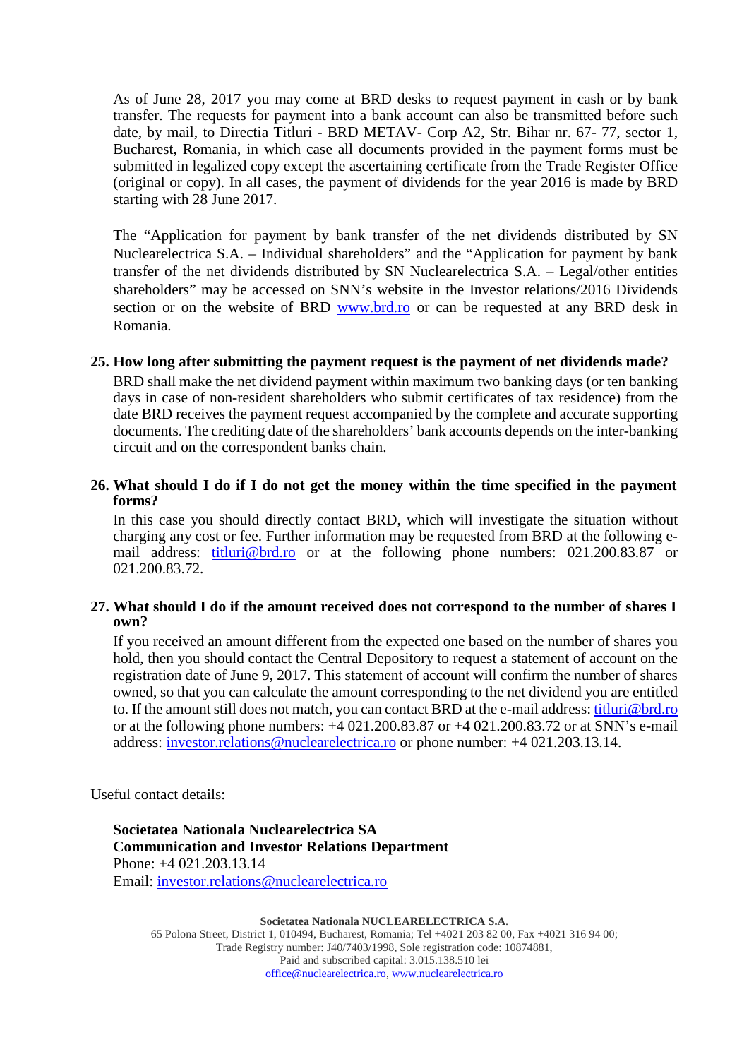As of June 28, 2017 you may come at BRD desks to request payment in cash or by bank transfer. The requests for payment into a bank account can also be transmitted before such date, by mail, to Directia Titluri - BRD METAV- Corp A2, Str. Bihar nr. 67- 77, sector 1, Bucharest, Romania, in which case all documents provided in the payment forms must be submitted in legalized copy except the ascertaining certificate from the Trade Register Office (original or copy). In all cases, the payment of dividends for the year 2016 is made by BRD starting with 28 June 2017.

The "Application for payment by bank transfer of the net dividends distributed by SN Nuclearelectrica S.A. – Individual shareholders" and the "Application for payment by bank transfer of the net dividends distributed by SN Nuclearelectrica S.A. – Legal/other entities shareholders" may be accessed on SNN's website in the Investor relations/2016 Dividends section or on the website of BRD www.brd.ro or can be requested at any BRD desk in Romania.

**25. How long after submitting the payment request is the payment of net dividends made?**

BRD shall make the net dividend payment within maximum two banking days (or ten banking days in case of non-resident shareholders who submit certificates of tax residence) from the date BRD receives the payment request accompanied by the complete and accurate supporting documents. The crediting date of the shareholders' bank accounts depends on the inter-banking circuit and on the correspondent banks chain.

**26. What should I do if I do not get the money within the time specified in the payment forms?**

In this case you should directly contact BRD, which will investigate the situation without charging any cost or fee. Further information may be requested from BRD at the following e-mail address: titluri@brd.ro or at the following phone numbers: 021.200.83.87 or 021.200.83.72.

**27. What should I do if the amount received does not correspond to the number of shares I own?**

If you received an amount different from the expected one based on the number of shares you hold, then you should contact the Central Depository to request a statement of account on the registration date of June 9, 2017. This statement of account will confirm the number of shares owned, so that you can calculate the amount corresponding to the net dividend you are entitled to. If the amount still does not match, you can contact BRD at the e-mail address: titluri@brd.ro or at the following phone numbers: +4 021.200.83.87 or +4 021.200.83.72 or at SNN's e-mail address: investor.relations@nuclearelectrica.ro or phone number: +4 021.203.13.14.

Useful contact details:

**Societatea Nationala Nuclearelectrica SA**
**Communication and Investor Relations Department**
Phone: +4 021.203.13.14
Email: investor.relations@nuclearelectrica.ro

**Societatea Nationala NUCLEARELECTRICA S.A.**
65 Polona Street, District 1, 010494, Bucharest, Romania; Tel +4021 203 82 00, Fax +4021 316 94 00;
Trade Registry number: J40/7403/1998, Sole registration code: 10874881,
Paid and subscribed capital: 3.015.138.510 lei
office@nuclearelectrica.ro, www.nuclearelectrica.ro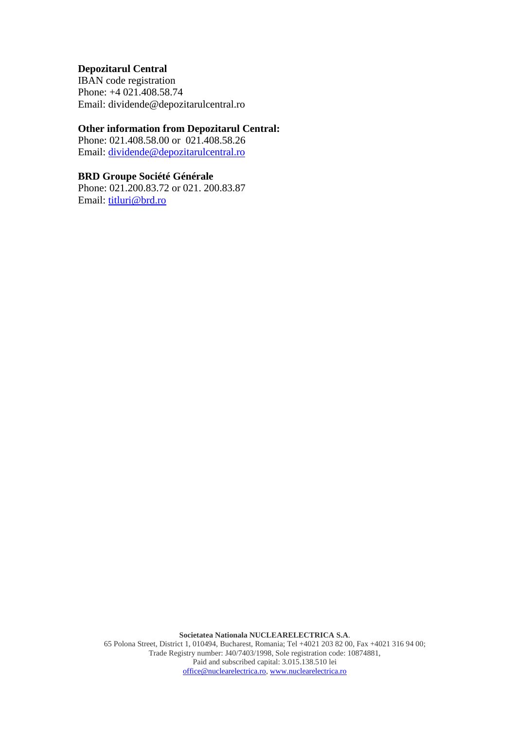**Depozitarul Central**
IBAN code registration
Phone: +4 021.408.58.74
Email: dividende@depozitarulcentral.ro

**Other information from Depozitarul Central:**
Phone: 021.408.58.00 or 021.408.58.26
Email: dividende@depozitarulcentral.ro

**BRD Groupe Société Générale**
Phone: 021.200.83.72 or 021. 200.83.87
Email: titluri@brd.ro